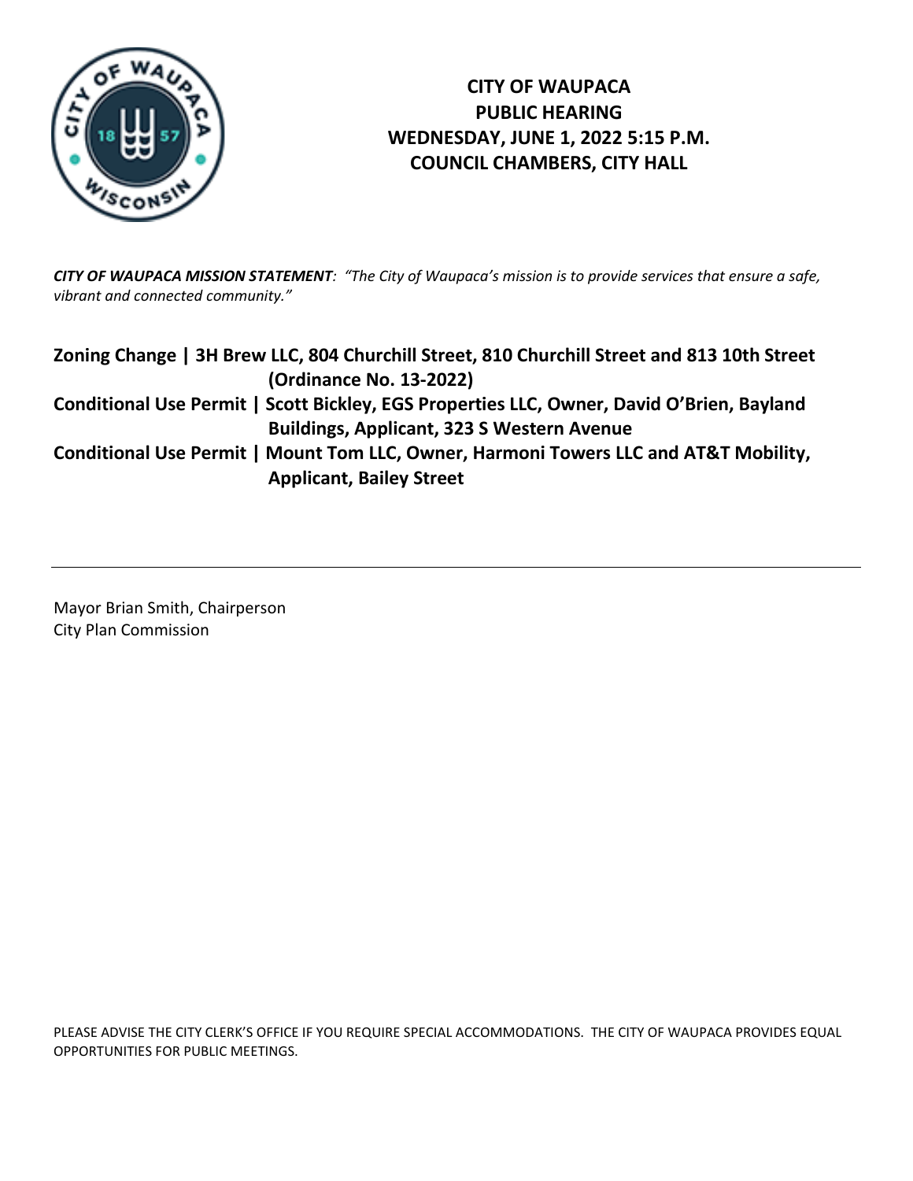# CITY OF WAUPACA
# PUBLIC HEARING
# WEDNESDAY, JUNE 1, 2022 5:15 P.M.
# COUNCIL CHAMBERS, CITY HALL

***CITY OF WAUPACA MISSION STATEMENT**: "The City of Waupaca's mission is to provide services that ensure a safe, vibrant and connected community."*

**Zoning Change | 3H Brew LLC, 804 Churchill Street, 810 Churchill Street and 813 10th Street (Ordinance No. 13-2022)**

**Conditional Use Permit | Scott Bickley, EGS Properties LLC, Owner, David O'Brien, Bayland Buildings, Applicant, 323 S Western Avenue**

**Conditional Use Permit | Mount Tom LLC, Owner, Harmoni Towers LLC and AT&T Mobility, Applicant, Bailey Street**

---

Mayor Brian Smith, Chairperson
City Plan Commission

PLEASE ADVISE THE CITY CLERK'S OFFICE IF YOU REQUIRE SPECIAL ACCOMMODATIONS. THE CITY OF WAUPACA PROVIDES EQUAL OPPORTUNITIES FOR PUBLIC MEETINGS.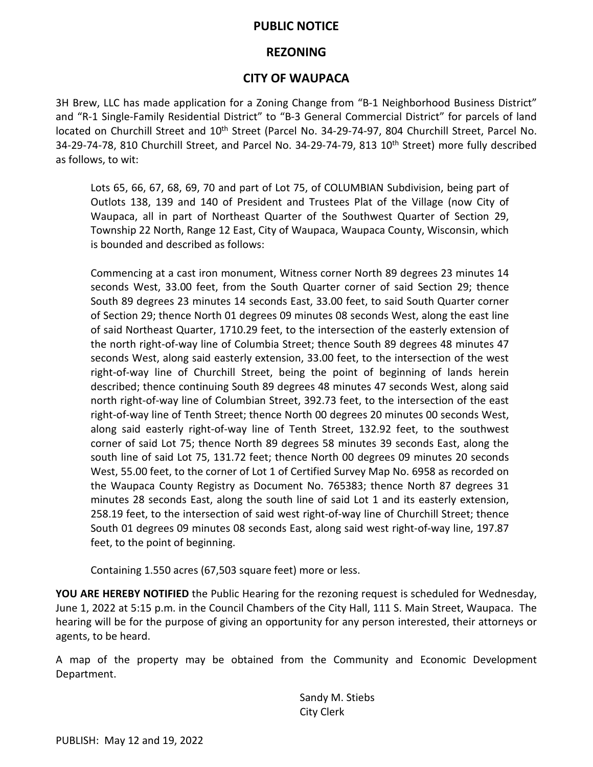# PUBLIC NOTICE

## REZONING

## CITY OF WAUPACA

3H Brew, LLC has made application for a Zoning Change from "B-1 Neighborhood Business District" and "R-1 Single-Family Residential District" to "B-3 General Commercial District" for parcels of land located on Churchill Street and 10th Street (Parcel No. 34-29-74-97, 804 Churchill Street, Parcel No. 34-29-74-78, 810 Churchill Street, and Parcel No. 34-29-74-79, 813 10th Street) more fully described as follows, to wit:

> Lots 65, 66, 67, 68, 69, 70 and part of Lot 75, of COLUMBIAN Subdivision, being part of Outlots 138, 139 and 140 of President and Trustees Plat of the Village (now City of Waupaca, all in part of Northeast Quarter of the Southwest Quarter of Section 29, Township 22 North, Range 12 East, City of Waupaca, Waupaca County, Wisconsin, which is bounded and described as follows:
>
> Commencing at a cast iron monument, Witness corner North 89 degrees 23 minutes 14 seconds West, 33.00 feet, from the South Quarter corner of said Section 29; thence South 89 degrees 23 minutes 14 seconds East, 33.00 feet, to said South Quarter corner of Section 29; thence North 01 degrees 09 minutes 08 seconds West, along the east line of said Northeast Quarter, 1710.29 feet, to the intersection of the easterly extension of the north right-of-way line of Columbia Street; thence South 89 degrees 48 minutes 47 seconds West, along said easterly extension, 33.00 feet, to the intersection of the west right-of-way line of Churchill Street, being the point of beginning of lands herein described; thence continuing South 89 degrees 48 minutes 47 seconds West, along said north right-of-way line of Columbian Street, 392.73 feet, to the intersection of the east right-of-way line of Tenth Street; thence North 00 degrees 20 minutes 00 seconds West, along said easterly right-of-way line of Tenth Street, 132.92 feet, to the southwest corner of said Lot 75; thence North 89 degrees 58 minutes 39 seconds East, along the south line of said Lot 75, 131.72 feet; thence North 00 degrees 09 minutes 20 seconds West, 55.00 feet, to the corner of Lot 1 of Certified Survey Map No. 6958 as recorded on the Waupaca County Registry as Document No. 765383; thence North 87 degrees 31 minutes 28 seconds East, along the south line of said Lot 1 and its easterly extension, 258.19 feet, to the intersection of said west right-of-way line of Churchill Street; thence South 01 degrees 09 minutes 08 seconds East, along said west right-of-way line, 197.87 feet, to the point of beginning.
>
> Containing 1.550 acres (67,503 square feet) more or less.

**YOU ARE HEREBY NOTIFIED** the Public Hearing for the rezoning request is scheduled for Wednesday, June 1, 2022 at 5:15 p.m. in the Council Chambers of the City Hall, 111 S. Main Street, Waupaca. The hearing will be for the purpose of giving an opportunity for any person interested, their attorneys or agents, to be heard.

A map of the property may be obtained from the Community and Economic Development Department.

Sandy M. Stiebs
City Clerk

PUBLISH: May 12 and 19, 2022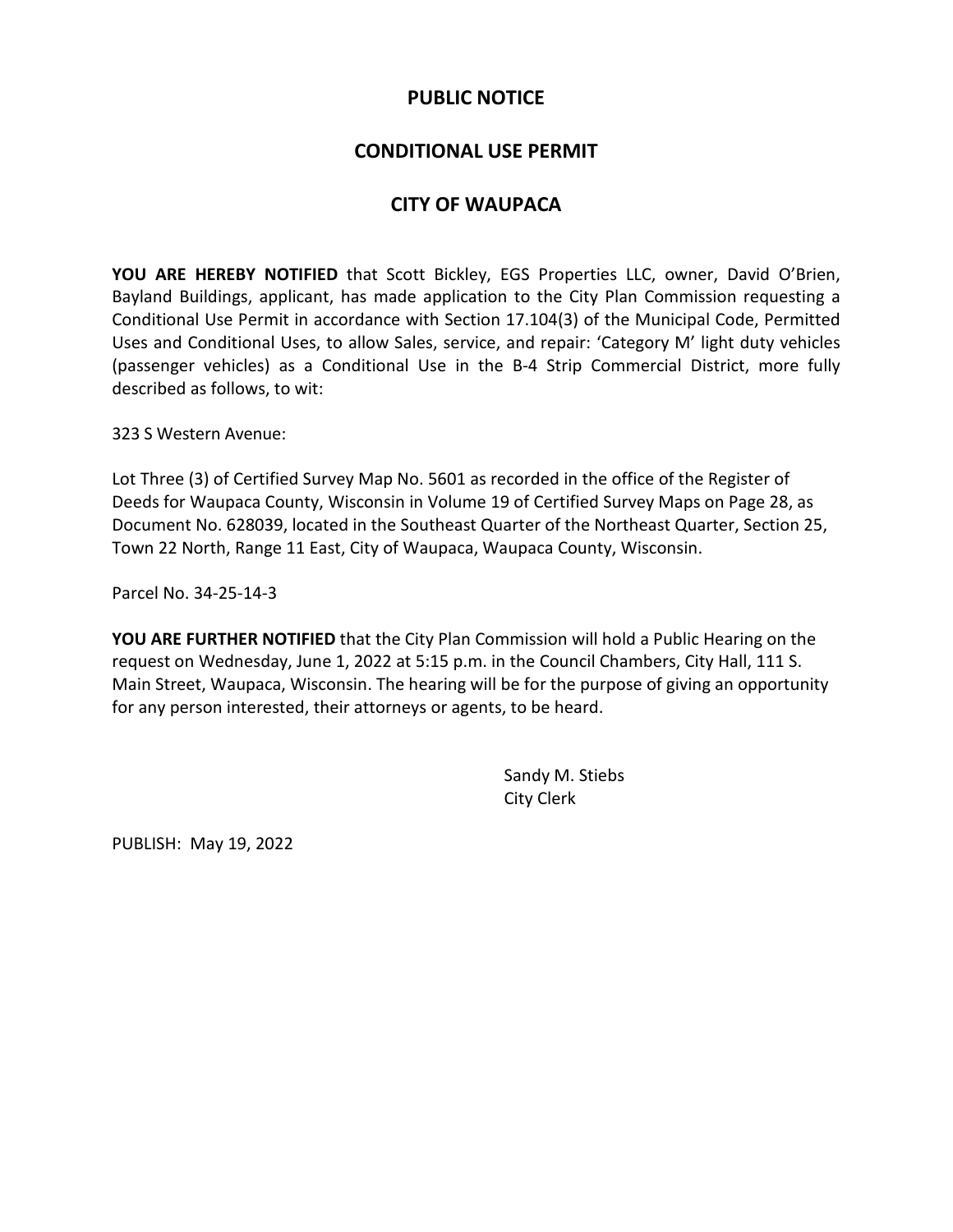# PUBLIC NOTICE

## CONDITIONAL USE PERMIT

## CITY OF WAUPACA

**YOU ARE HEREBY NOTIFIED** that Scott Bickley, EGS Properties LLC, owner, David O'Brien, Bayland Buildings, applicant, has made application to the City Plan Commission requesting a Conditional Use Permit in accordance with Section 17.104(3) of the Municipal Code, Permitted Uses and Conditional Uses, to allow Sales, service, and repair: 'Category M' light duty vehicles (passenger vehicles) as a Conditional Use in the B-4 Strip Commercial District, more fully described as follows, to wit:

323 S Western Avenue:

Lot Three (3) of Certified Survey Map No. 5601 as recorded in the office of the Register of Deeds for Waupaca County, Wisconsin in Volume 19 of Certified Survey Maps on Page 28, as Document No. 628039, located in the Southeast Quarter of the Northeast Quarter, Section 25, Town 22 North, Range 11 East, City of Waupaca, Waupaca County, Wisconsin.

Parcel No. 34-25-14-3

**YOU ARE FURTHER NOTIFIED** that the City Plan Commission will hold a Public Hearing on the request on Wednesday, June 1, 2022 at 5:15 p.m. in the Council Chambers, City Hall, 111 S. Main Street, Waupaca, Wisconsin. The hearing will be for the purpose of giving an opportunity for any person interested, their attorneys or agents, to be heard.

Sandy M. Stiebs
City Clerk

PUBLISH: May 19, 2022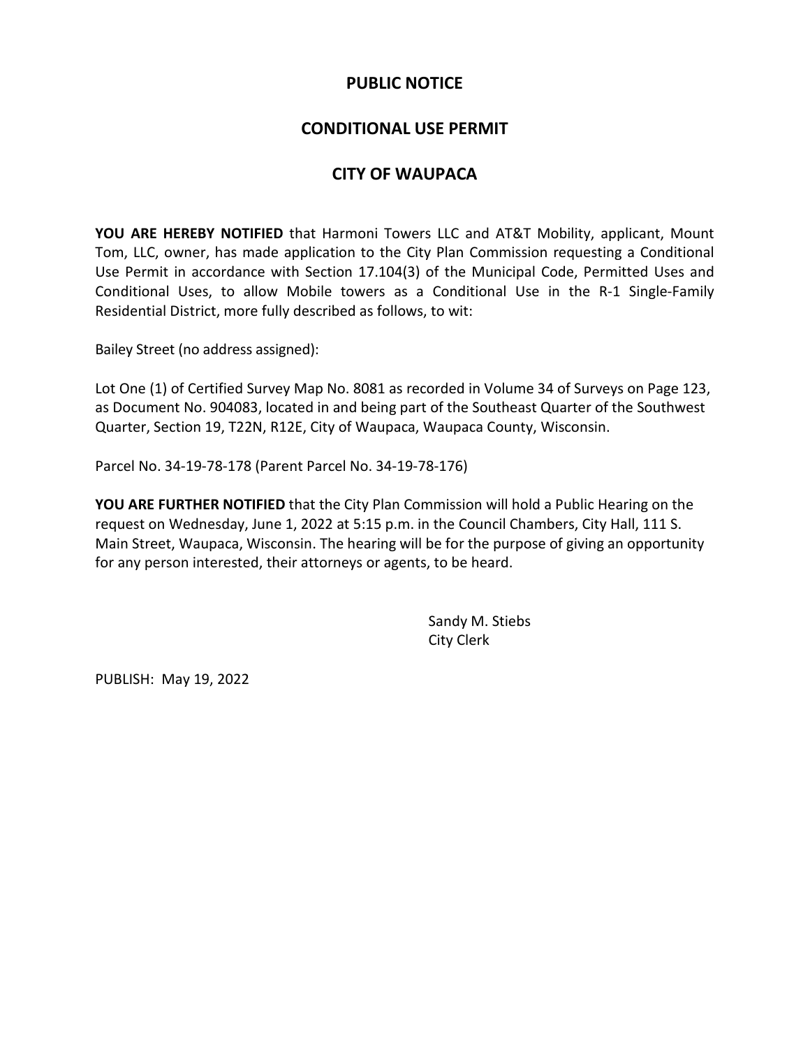# PUBLIC NOTICE

# CONDITIONAL USE PERMIT

# CITY OF WAUPACA

**YOU ARE HEREBY NOTIFIED** that Harmoni Towers LLC and AT&T Mobility, applicant, Mount Tom, LLC, owner, has made application to the City Plan Commission requesting a Conditional Use Permit in accordance with Section 17.104(3) of the Municipal Code, Permitted Uses and Conditional Uses, to allow Mobile towers as a Conditional Use in the R-1 Single-Family Residential District, more fully described as follows, to wit:

Bailey Street (no address assigned):

Lot One (1) of Certified Survey Map No. 8081 as recorded in Volume 34 of Surveys on Page 123, as Document No. 904083, located in and being part of the Southeast Quarter of the Southwest Quarter, Section 19, T22N, R12E, City of Waupaca, Waupaca County, Wisconsin.

Parcel No. 34-19-78-178 (Parent Parcel No. 34-19-78-176)

**YOU ARE FURTHER NOTIFIED** that the City Plan Commission will hold a Public Hearing on the request on Wednesday, June 1, 2022 at 5:15 p.m. in the Council Chambers, City Hall, 111 S. Main Street, Waupaca, Wisconsin. The hearing will be for the purpose of giving an opportunity for any person interested, their attorneys or agents, to be heard.

Sandy M. Stiebs
City Clerk

PUBLISH: May 19, 2022